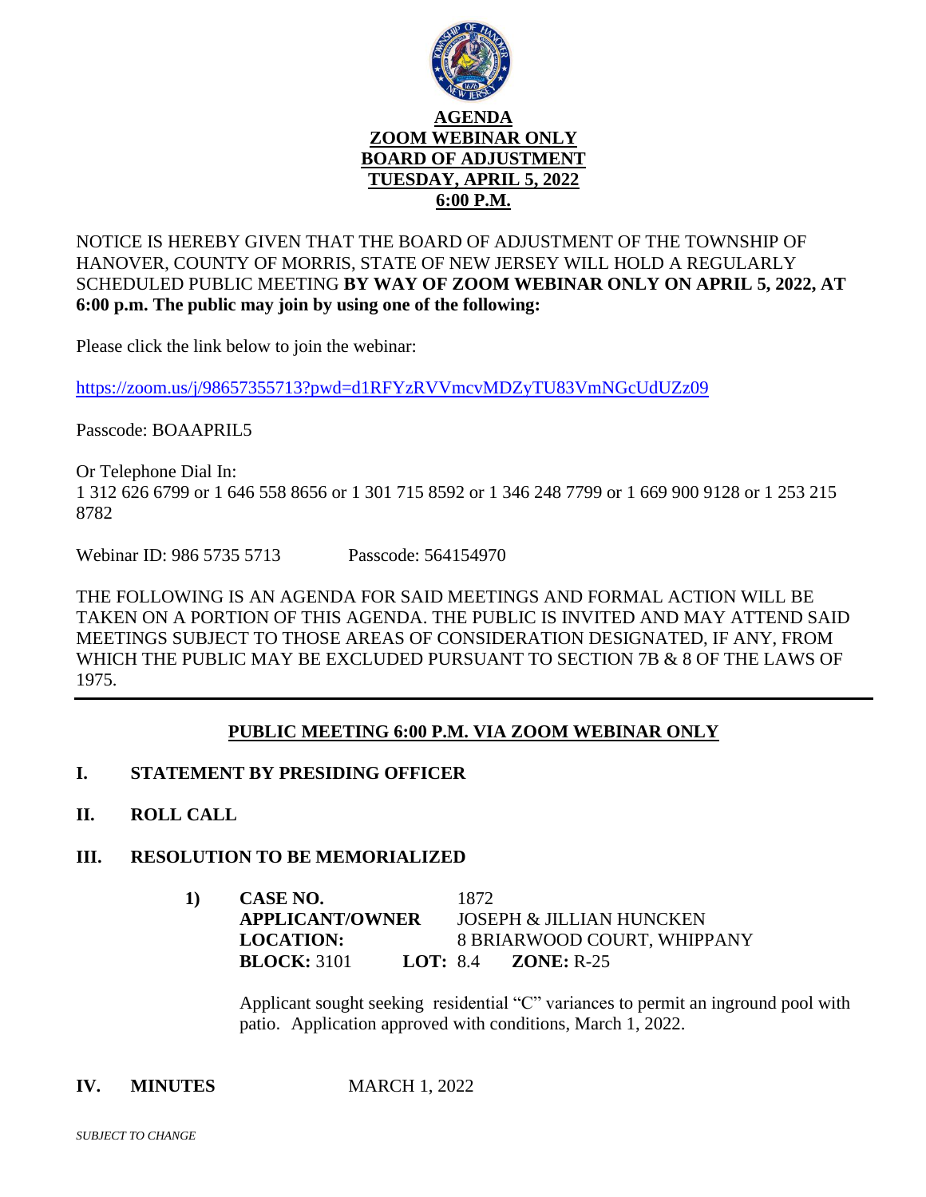# AGENDA
## ZOOM WEBINAR ONLY
## BOARD OF ADJUSTMENT
## TUESDAY, APRIL 5, 2022
## 6:00 P.M.

NOTICE IS HEREBY GIVEN THAT THE BOARD OF ADJUSTMENT OF THE TOWNSHIP OF HANOVER, COUNTY OF MORRIS, STATE OF NEW JERSEY WILL HOLD A REGULARLY SCHEDULED PUBLIC MEETING **BY WAY OF ZOOM WEBINAR ONLY ON APRIL 5, 2022, AT 6:00 p.m. The public may join by using one of the following:**

Please click the link below to join the webinar:

https://zoom.us/j/98657355713?pwd=d1RFYzRVVmcvMDZyTU83VmNGcUdUZz09

Passcode: BOAAPRIL5

Or Telephone Dial In:
1 312 626 6799 or 1 646 558 8656 or 1 301 715 8592 or 1 346 248 7799 or 1 669 900 9128 or 1 253 215 8782

Webinar ID: 986 5735 5713 Passcode: 564154970

THE FOLLOWING IS AN AGENDA FOR SAID MEETINGS AND FORMAL ACTION WILL BE TAKEN ON A PORTION OF THIS AGENDA. THE PUBLIC IS INVITED AND MAY ATTEND SAID MEETINGS SUBJECT TO THOSE AREAS OF CONSIDERATION DESIGNATED, IF ANY, FROM WHICH THE PUBLIC MAY BE EXCLUDED PURSUANT TO SECTION 7B & 8 OF THE LAWS OF 1975.

---

## PUBLIC MEETING 6:00 P.M. VIA ZOOM WEBINAR ONLY

**I. STATEMENT BY PRESIDING OFFICER**

**II. ROLL CALL**

**III. RESOLUTION TO BE MEMORIALIZED**

**1)** **CASE NO.** 1872
**APPLICANT/OWNER** JOSEPH & JILLIAN HUNCKEN
**LOCATION:** 8 BRIARWOOD COURT, WHIPPANY
**BLOCK:** 3101 **LOT:** 8.4 **ZONE:** R-25

Applicant sought seeking residential "C" variances to permit an inground pool with patio. Application approved with conditions, March 1, 2022.

**IV. MINUTES** MARCH 1, 2022

*SUBJECT TO CHANGE*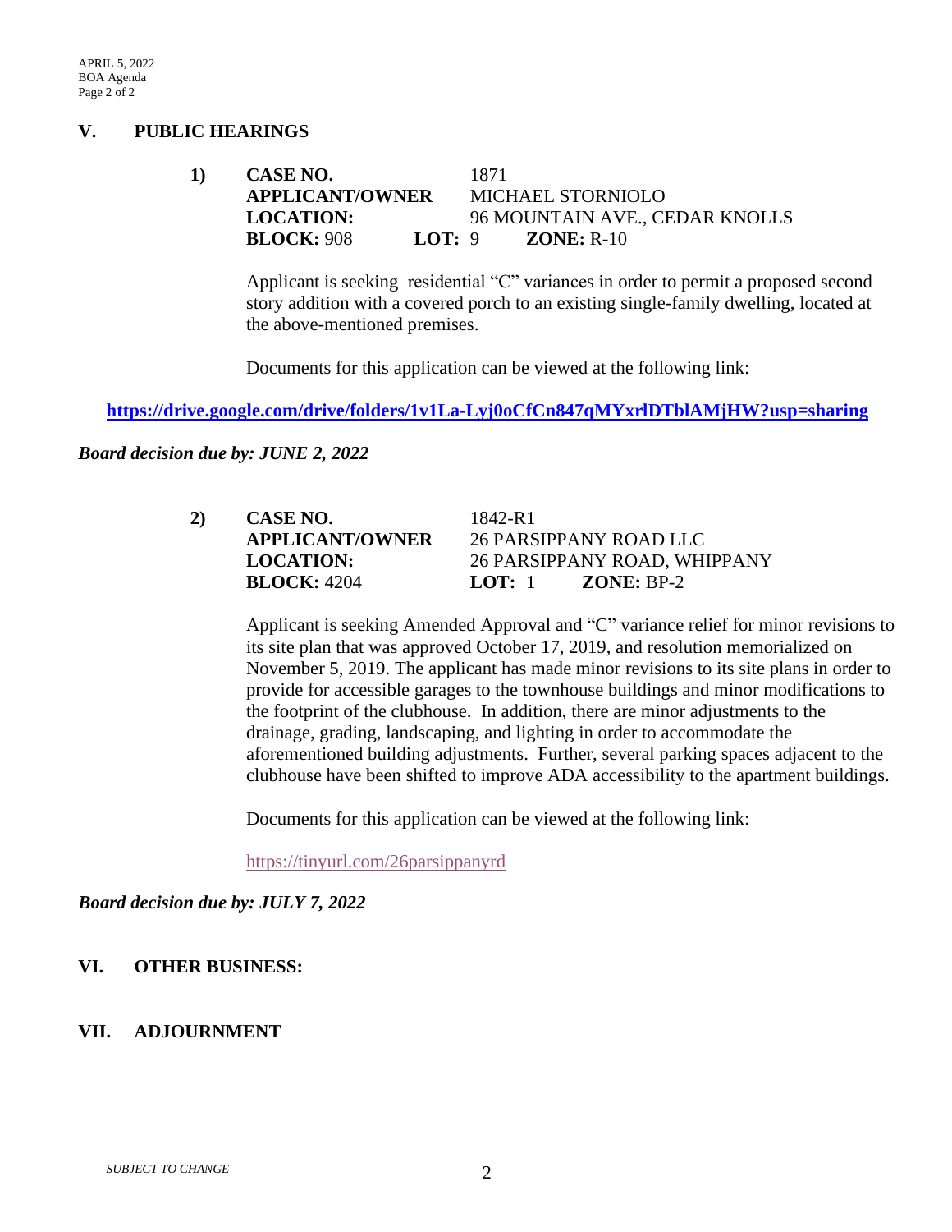## V. PUBLIC HEARINGS

**1)**

**CASE NO.** 1871
**APPLICANT/OWNER** MICHAEL STORNIOLO
**LOCATION:** 96 MOUNTAIN AVE., CEDAR KNOLLS
**BLOCK:** 908 **LOT:** 9 **ZONE:** R-10

Applicant is seeking residential "C" variances in order to permit a proposed second story addition with a covered porch to an existing single-family dwelling, located at the above-mentioned premises.

Documents for this application can be viewed at the following link:

**https://drive.google.com/drive/folders/1v1La-Lyj0oCfCn847qMYxrlDTblAMjHW?usp=sharing**

***Board decision due by: JUNE 2, 2022***

**2)**

**CASE NO.** 1842-R1
**APPLICANT/OWNER** 26 PARSIPPANY ROAD LLC
**LOCATION:** 26 PARSIPPANY ROAD, WHIPPANY
**BLOCK:** 4204 **LOT:** 1 **ZONE:** BP-2

Applicant is seeking Amended Approval and "C" variance relief for minor revisions to its site plan that was approved October 17, 2019, and resolution memorialized on November 5, 2019. The applicant has made minor revisions to its site plans in order to provide for accessible garages to the townhouse buildings and minor modifications to the footprint of the clubhouse. In addition, there are minor adjustments to the drainage, grading, landscaping, and lighting in order to accommodate the aforementioned building adjustments. Further, several parking spaces adjacent to the clubhouse have been shifted to improve ADA accessibility to the apartment buildings.

Documents for this application can be viewed at the following link:

https://tinyurl.com/26parsippanyrd

***Board decision due by: JULY 7, 2022***

## VI. OTHER BUSINESS:

## VII. ADJOURNMENT

*SUBJECT TO CHANGE*